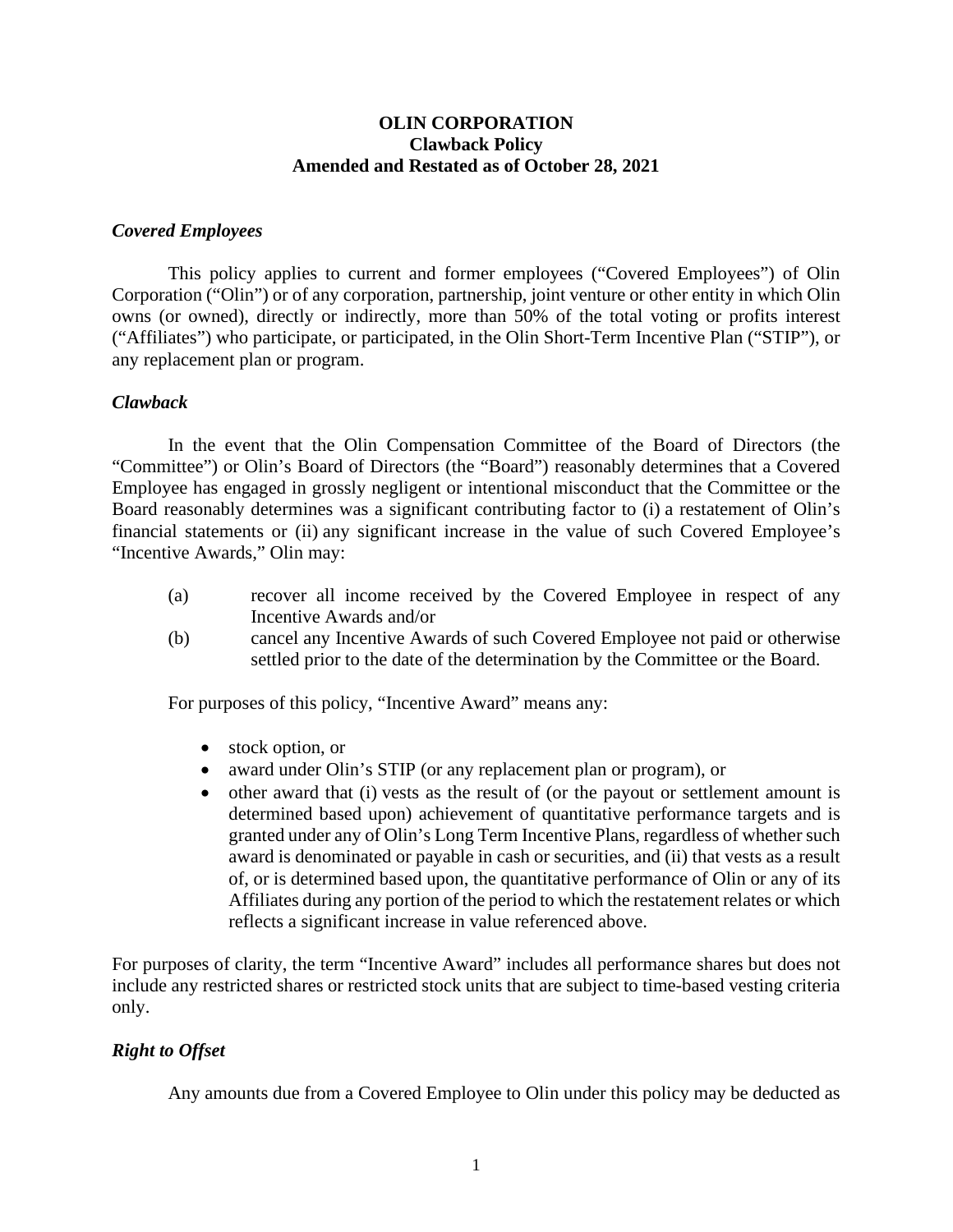# OLIN CORPORATION
## Clawback Policy
## Amended and Restated as of October 28, 2021

***Covered Employees***

This policy applies to current and former employees ("Covered Employees") of Olin Corporation ("Olin") or of any corporation, partnership, joint venture or other entity in which Olin owns (or owned), directly or indirectly, more than 50% of the total voting or profits interest ("Affiliates") who participate, or participated, in the Olin Short-Term Incentive Plan ("STIP"), or any replacement plan or program.

***Clawback***

In the event that the Olin Compensation Committee of the Board of Directors (the "Committee") or Olin's Board of Directors (the "Board") reasonably determines that a Covered Employee has engaged in grossly negligent or intentional misconduct that the Committee or the Board reasonably determines was a significant contributing factor to (i) a restatement of Olin's financial statements or (ii) any significant increase in the value of such Covered Employee's "Incentive Awards," Olin may:

(a) recover all income received by the Covered Employee in respect of any Incentive Awards and/or

(b) cancel any Incentive Awards of such Covered Employee not paid or otherwise settled prior to the date of the determination by the Committee or the Board.

For purposes of this policy, "Incentive Award" means any:

- stock option, or
- award under Olin's STIP (or any replacement plan or program), or
- other award that (i) vests as the result of (or the payout or settlement amount is determined based upon) achievement of quantitative performance targets and is granted under any of Olin's Long Term Incentive Plans, regardless of whether such award is denominated or payable in cash or securities, and (ii) that vests as a result of, or is determined based upon, the quantitative performance of Olin or any of its Affiliates during any portion of the period to which the restatement relates or which reflects a significant increase in value referenced above.

For purposes of clarity, the term "Incentive Award" includes all performance shares but does not include any restricted shares or restricted stock units that are subject to time-based vesting criteria only.

***Right to Offset***

Any amounts due from a Covered Employee to Olin under this policy may be deducted as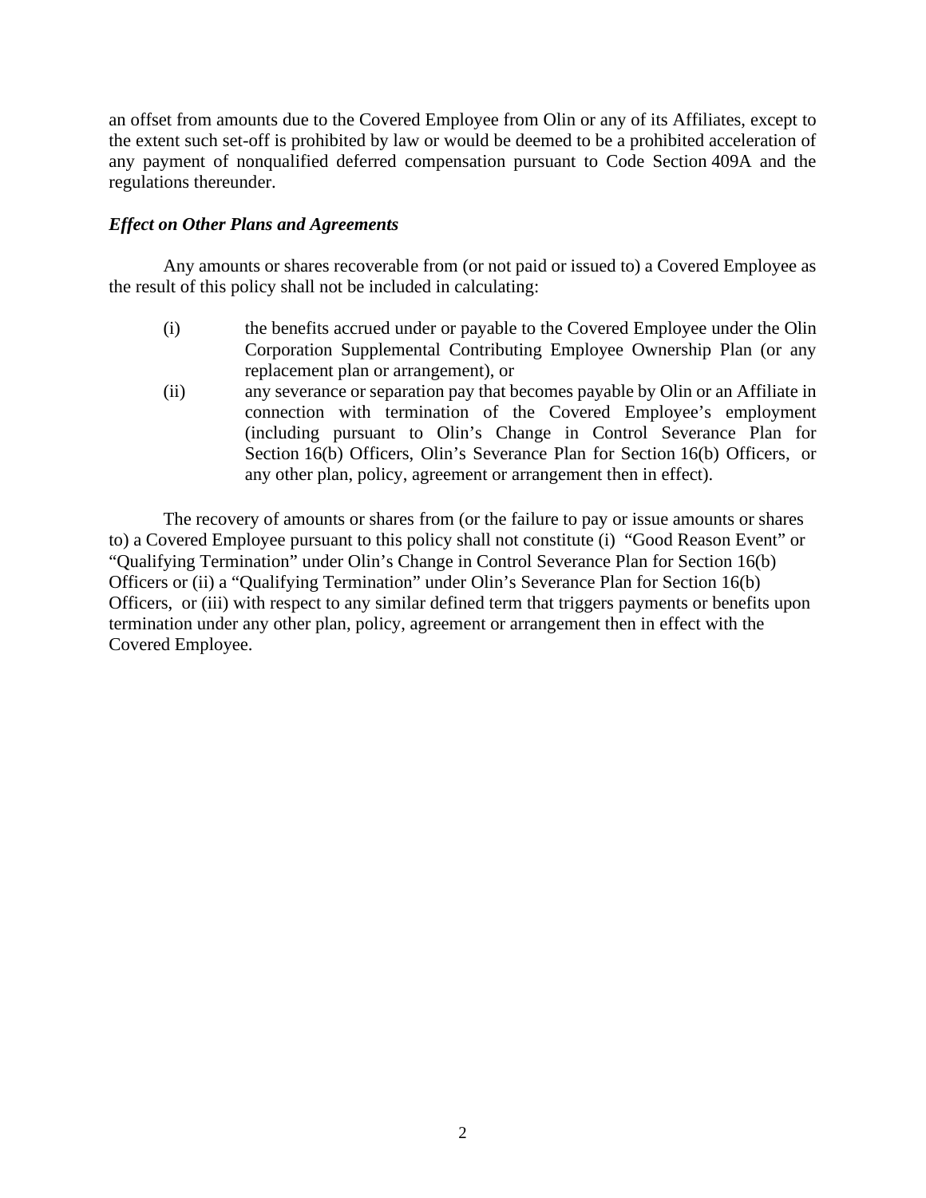an offset from amounts due to the Covered Employee from Olin or any of its Affiliates, except to the extent such set-off is prohibited by law or would be deemed to be a prohibited acceleration of any payment of nonqualified deferred compensation pursuant to Code Section 409A and the regulations thereunder.

***Effect on Other Plans and Agreements***

Any amounts or shares recoverable from (or not paid or issued to) a Covered Employee as the result of this policy shall not be included in calculating:

(i) the benefits accrued under or payable to the Covered Employee under the Olin Corporation Supplemental Contributing Employee Ownership Plan (or any replacement plan or arrangement), or

(ii) any severance or separation pay that becomes payable by Olin or an Affiliate in connection with termination of the Covered Employee's employment (including pursuant to Olin's Change in Control Severance Plan for Section 16(b) Officers, Olin's Severance Plan for Section 16(b) Officers, or any other plan, policy, agreement or arrangement then in effect).

The recovery of amounts or shares from (or the failure to pay or issue amounts or shares to) a Covered Employee pursuant to this policy shall not constitute (i) "Good Reason Event" or "Qualifying Termination" under Olin's Change in Control Severance Plan for Section 16(b) Officers or (ii) a "Qualifying Termination" under Olin's Severance Plan for Section 16(b) Officers, or (iii) with respect to any similar defined term that triggers payments or benefits upon termination under any other plan, policy, agreement or arrangement then in effect with the Covered Employee.